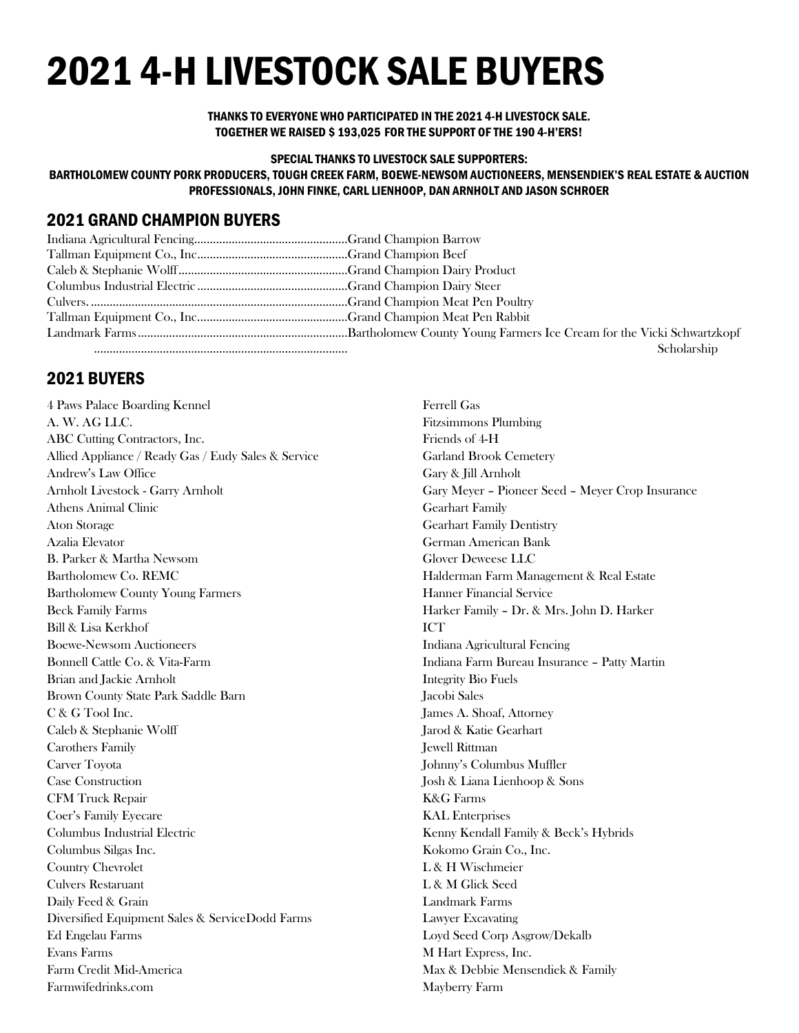# 2021 4-H LIVESTOCK SALE BUYERS

**THANKS TO EVERYONE WHO PARTICIPATED IN THE 2021 4-H LIVESTOCK SALE.**
**TOGETHER WE RAISED $ 193,025 FOR THE SUPPORT OF THE 190 4-H'ERS!**

**SPECIAL THANKS TO LIVESTOCK SALE SUPPORTERS:**
**BARTHOLOMEW COUNTY PORK PRODUCERS, TOUGH CREEK FARM, BOEWE-NEWSOM AUCTIONEERS, MENSENDIEK'S REAL ESTATE & AUCTION PROFESSIONALS, JOHN FINKE, CARL LIENHOOP, DAN ARNHOLT AND JASON SCHROER**

## 2021 GRAND CHAMPION BUYERS

| Buyer | Award |
|---|---|
| Indiana Agricultural Fencing | Grand Champion Barrow |
| Tallman Equipment Co., Inc | Grand Champion Beef |
| Caleb & Stephanie Wolff | Grand Champion Dairy Product |
| Columbus Industrial Electric | Grand Champion Dairy Steer |
| Culvers. | Grand Champion Meat Pen Poultry |
| Tallman Equipment Co., Inc | Grand Champion Meat Pen Rabbit |
| Landmark Farms | Bartholomew County Young Farmers Ice Cream for the Vicki Schwartzkopf Scholarship |

## 2021 BUYERS

4 Paws Palace Boarding Kennel
A. W. AG LLC.
ABC Cutting Contractors, Inc.
Allied Appliance / Ready Gas / Eudy Sales & Service
Andrew's Law Office
Arnholt Livestock - Garry Arnholt
Athens Animal Clinic
Aton Storage
Azalia Elevator
B. Parker & Martha Newsom
Bartholomew Co. REMC
Bartholomew County Young Farmers
Beck Family Farms
Bill & Lisa Kerkhof
Boewe-Newsom Auctioneers
Bonnell Cattle Co. & Vita-Farm
Brian and Jackie Arnholt
Brown County State Park Saddle Barn
C & G Tool Inc.
Caleb & Stephanie Wolff
Carothers Family
Carver Toyota
Case Construction
CFM Truck Repair
Coer's Family Eyecare
Columbus Industrial Electric
Columbus Silgas Inc.
Country Chevrolet
Culvers Restaruant
Daily Feed & Grain
Diversified Equipment Sales & ServiceDodd Farms
Ed Engelau Farms
Evans Farms
Farm Credit Mid-America
Farmwifedrinks.com
Ferrell Gas
Fitzsimmons Plumbing
Friends of 4-H
Garland Brook Cemetery
Gary & Jill Arnholt
Gary Meyer – Pioneer Seed – Meyer Crop Insurance
Gearhart Family
Gearhart Family Dentistry
German American Bank
Glover Deweese LLC
Halderman Farm Management & Real Estate
Hanner Financial Service
Harker Family – Dr. & Mrs. John D. Harker
ICT
Indiana Agricultural Fencing
Indiana Farm Bureau Insurance – Patty Martin
Integrity Bio Fuels
Jacobi Sales
James A. Shoaf, Attorney
Jarod & Katie Gearhart
Jewell Rittman
Johnny's Columbus Muffler
Josh & Liana Lienhoop & Sons
K&G Farms
KAL Enterprises
Kenny Kendall Family & Beck's Hybrids
Kokomo Grain Co., Inc.
L & H Wischmeier
L & M Glick Seed
Landmark Farms
Lawyer Excavating
Loyd Seed Corp Asgrow/Dekalb
M Hart Express, Inc.
Max & Debbie Mensendiek & Family
Mayberry Farm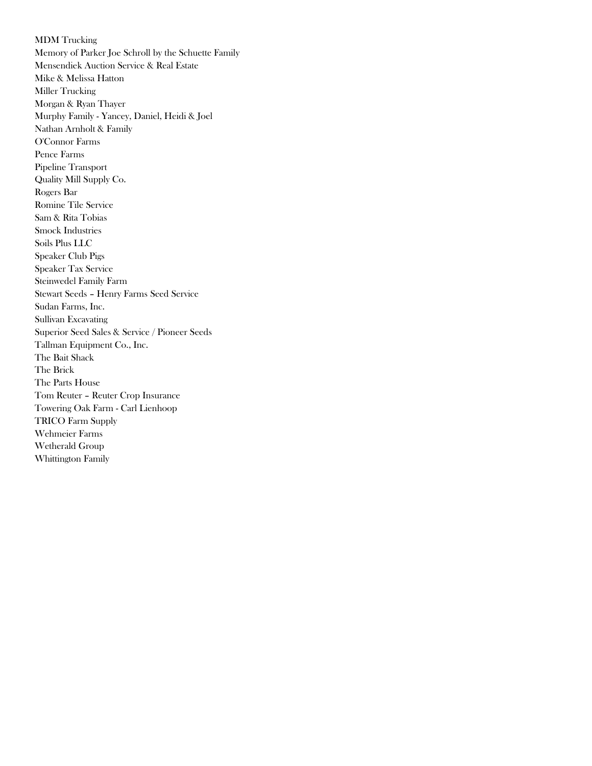MDM Trucking
Memory of Parker Joe Schroll by the Schuette Family
Mensendiek Auction Service & Real Estate
Mike & Melissa Hatton
Miller Trucking
Morgan & Ryan Thayer
Murphy Family - Yancey, Daniel, Heidi & Joel
Nathan Arnholt & Family
O'Connor Farms
Pence Farms
Pipeline Transport
Quality Mill Supply Co.
Rogers Bar
Romine Tile Service
Sam & Rita Tobias
Smock Industries
Soils Plus LLC
Speaker Club Pigs
Speaker Tax Service
Steinwedel Family Farm
Stewart Seeds – Henry Farms Seed Service
Sudan Farms, Inc.
Sullivan Excavating
Superior Seed Sales & Service / Pioneer Seeds
Tallman Equipment Co., Inc.
The Bait Shack
The Brick
The Parts House
Tom Reuter – Reuter Crop Insurance
Towering Oak Farm - Carl Lienhoop
TRICO Farm Supply
Wehmeier Farms
Wetherald Group
Whittington Family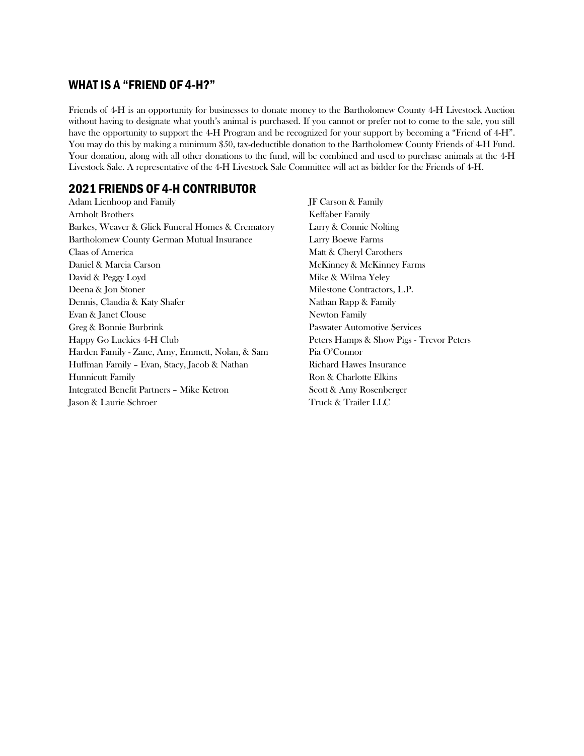## WHAT IS A "FRIEND OF 4-H?"

Friends of 4-H is an opportunity for businesses to donate money to the Bartholomew County 4-H Livestock Auction without having to designate what youth's animal is purchased. If you cannot or prefer not to come to the sale, you still have the opportunity to support the 4-H Program and be recognized for your support by becoming a "Friend of 4-H". You may do this by making a minimum $50, tax-deductible donation to the Bartholomew County Friends of 4-H Fund. Your donation, along with all other donations to the fund, will be combined and used to purchase animals at the 4-H Livestock Sale. A representative of the 4-H Livestock Sale Committee will act as bidder for the Friends of 4-H.

## 2021 FRIENDS OF 4-H CONTRIBUTOR

Adam Lienhoop and Family
Arnholt Brothers
Barkes, Weaver & Glick Funeral Homes & Crematory
Bartholomew County German Mutual Insurance
Claas of America
Daniel & Marcia Carson
David & Peggy Loyd
Deena & Jon Stoner
Dennis, Claudia & Katy Shafer
Evan & Janet Clouse
Greg & Bonnie Burbrink
Happy Go Luckies 4-H Club
Harden Family - Zane, Amy, Emmett, Nolan, & Sam
Huffman Family – Evan, Stacy, Jacob & Nathan
Hunnicutt Family
Integrated Benefit Partners – Mike Ketron
Jason & Laurie Schroer
JF Carson & Family
Keffaber Family
Larry & Connie Nolting
Larry Boewe Farms
Matt & Cheryl Carothers
McKinney & McKinney Farms
Mike & Wilma Yeley
Milestone Contractors, L.P.
Nathan Rapp & Family
Newton Family
Paswater Automotive Services
Peters Hamps & Show Pigs - Trevor Peters
Pia O'Connor
Richard Hawes Insurance
Ron & Charlotte Elkins
Scott & Amy Rosenberger
Truck & Trailer LLC